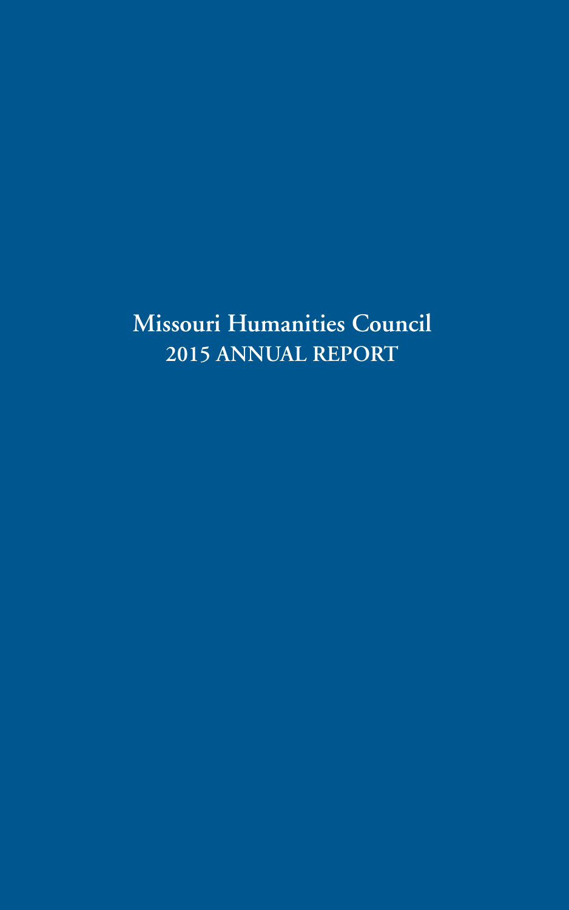# Missouri Humanities Council

## 2015 ANNUAL REPORT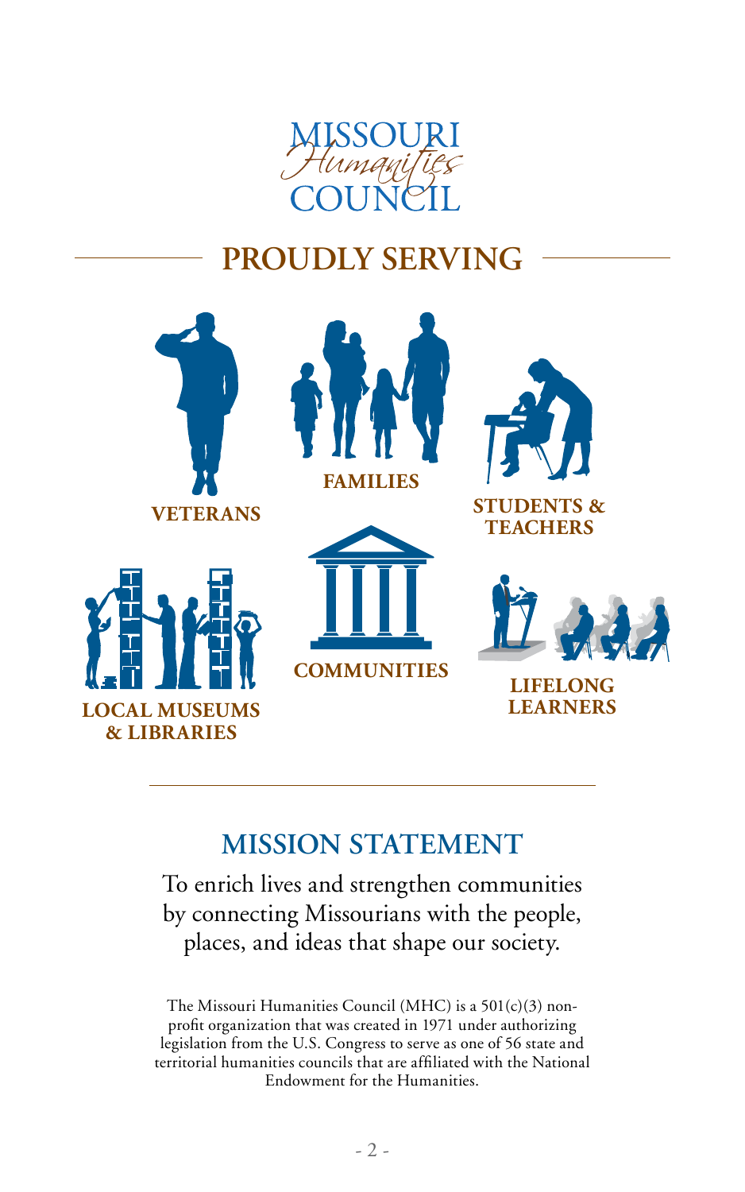MISSOURI
*Humanities*
COUNCIL

## PROUDLY SERVING

**VETERANS**

**FAMILIES**

**STUDENTS & TEACHERS**

**LOCAL MUSEUMS & LIBRARIES**

**COMMUNITIES**

**LIFELONG LEARNERS**

## MISSION STATEMENT

To enrich lives and strengthen communities by connecting Missourians with the people, places, and ideas that shape our society.

The Missouri Humanities Council (MHC) is a 501(c)(3) non-profit organization that was created in 1971 under authorizing legislation from the U.S. Congress to serve as one of 56 state and territorial humanities councils that are affiliated with the National Endowment for the Humanities.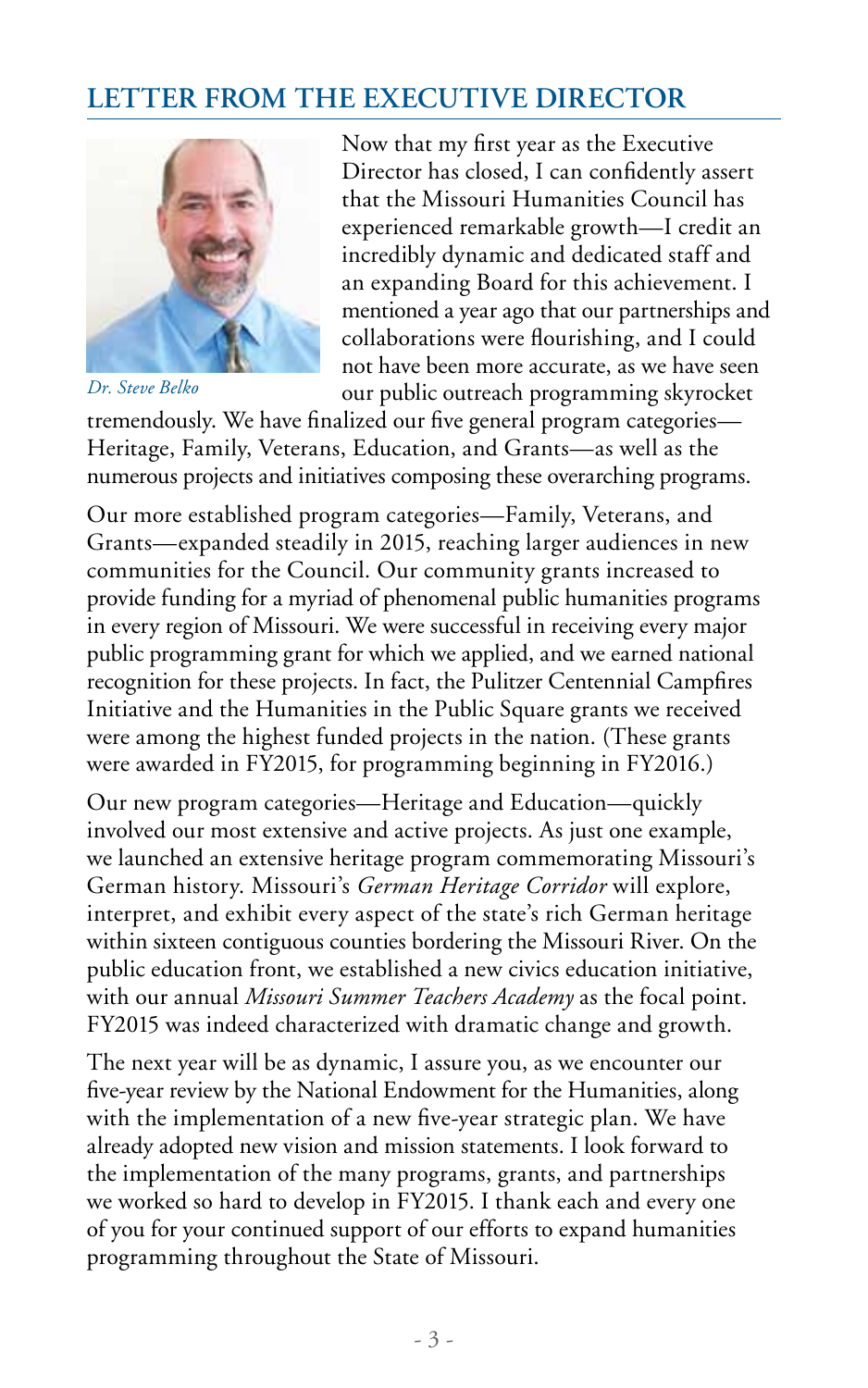## LETTER FROM THE EXECUTIVE DIRECTOR

*Dr. Steve Belko*

Now that my first year as the Executive Director has closed, I can confidently assert that the Missouri Humanities Council has experienced remarkable growth—I credit an incredibly dynamic and dedicated staff and an expanding Board for this achievement. I mentioned a year ago that our partnerships and collaborations were flourishing, and I could not have been more accurate, as we have seen our public outreach programming skyrocket tremendously. We have finalized our five general program categories—Heritage, Family, Veterans, Education, and Grants—as well as the numerous projects and initiatives composing these overarching programs.

Our more established program categories—Family, Veterans, and Grants—expanded steadily in 2015, reaching larger audiences in new communities for the Council. Our community grants increased to provide funding for a myriad of phenomenal public humanities programs in every region of Missouri. We were successful in receiving every major public programming grant for which we applied, and we earned national recognition for these projects. In fact, the Pulitzer Centennial Campfires Initiative and the Humanities in the Public Square grants we received were among the highest funded projects in the nation. (These grants were awarded in FY2015, for programming beginning in FY2016.)

Our new program categories—Heritage and Education—quickly involved our most extensive and active projects. As just one example, we launched an extensive heritage program commemorating Missouri's German history. Missouri's *German Heritage Corridor* will explore, interpret, and exhibit every aspect of the state's rich German heritage within sixteen contiguous counties bordering the Missouri River. On the public education front, we established a new civics education initiative, with our annual *Missouri Summer Teachers Academy* as the focal point. FY2015 was indeed characterized with dramatic change and growth.

The next year will be as dynamic, I assure you, as we encounter our five-year review by the National Endowment for the Humanities, along with the implementation of a new five-year strategic plan. We have already adopted new vision and mission statements. I look forward to the implementation of the many programs, grants, and partnerships we worked so hard to develop in FY2015. I thank each and every one of you for your continued support of our efforts to expand humanities programming throughout the State of Missouri.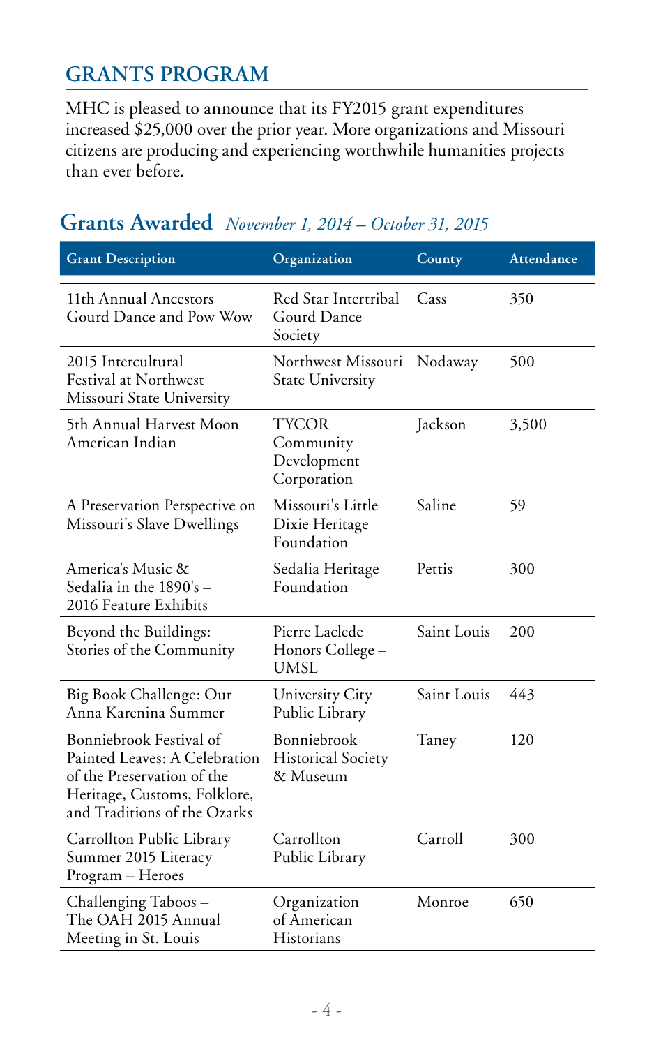## GRANTS PROGRAM

MHC is pleased to announce that its FY2015 grant expenditures increased $25,000 over the prior year. More organizations and Missouri citizens are producing and experiencing worthwhile humanities projects than ever before.

## Grants Awarded *November 1, 2014 – October 31, 2015*

| Grant Description | Organization | County | Attendance |
|---|---|---|---|
| 11th Annual Ancestors Gourd Dance and Pow Wow | Red Star Intertribal Gourd Dance Society | Cass | 350 |
| 2015 Intercultural Festival at Northwest Missouri State University | Northwest Missouri State University | Nodaway | 500 |
| 5th Annual Harvest Moon American Indian | TYCOR Community Development Corporation | Jackson | 3,500 |
| A Preservation Perspective on Missouri's Slave Dwellings | Missouri's Little Dixie Heritage Foundation | Saline | 59 |
| America's Music & Sedalia in the 1890's – 2016 Feature Exhibits | Sedalia Heritage Foundation | Pettis | 300 |
| Beyond the Buildings: Stories of the Community | Pierre Laclede Honors College – UMSL | Saint Louis | 200 |
| Big Book Challenge: Our Anna Karenina Summer | University City Public Library | Saint Louis | 443 |
| Bonniebrook Festival of Painted Leaves: A Celebration of the Preservation of the Heritage, Customs, Folklore, and Traditions of the Ozarks | Bonniebrook Historical Society & Museum | Taney | 120 |
| Carrollton Public Library Summer 2015 Literacy Program – Heroes | Carrollton Public Library | Carroll | 300 |
| Challenging Taboos – The OAH 2015 Annual Meeting in St. Louis | Organization of American Historians | Monroe | 650 |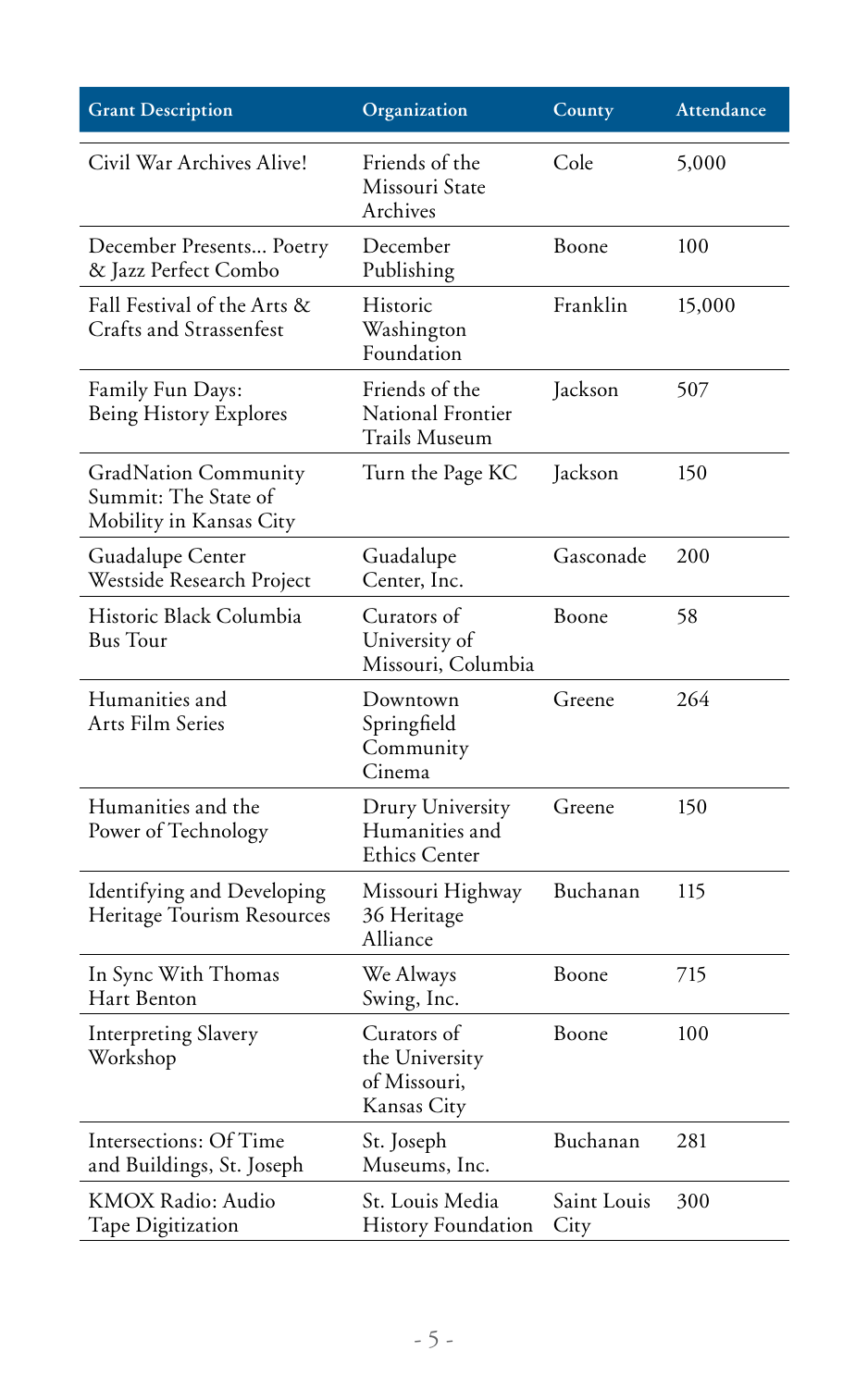| Grant Description | Organization | County | Attendance |
| --- | --- | --- | --- |
| Civil War Archives Alive! | Friends of the Missouri State Archives | Cole | 5,000 |
| December Presents... Poetry & Jazz Perfect Combo | December Publishing | Boone | 100 |
| Fall Festival of the Arts & Crafts and Strassenfest | Historic Washington Foundation | Franklin | 15,000 |
| Family Fun Days: Being History Explores | Friends of the National Frontier Trails Museum | Jackson | 507 |
| GradNation Community Summit: The State of Mobility in Kansas City | Turn the Page KC | Jackson | 150 |
| Guadalupe Center Westside Research Project | Guadalupe Center, Inc. | Gasconade | 200 |
| Historic Black Columbia Bus Tour | Curators of University of Missouri, Columbia | Boone | 58 |
| Humanities and Arts Film Series | Downtown Springfield Community Cinema | Greene | 264 |
| Humanities and the Power of Technology | Drury University Humanities and Ethics Center | Greene | 150 |
| Identifying and Developing Heritage Tourism Resources | Missouri Highway 36 Heritage Alliance | Buchanan | 115 |
| In Sync With Thomas Hart Benton | We Always Swing, Inc. | Boone | 715 |
| Interpreting Slavery Workshop | Curators of the University of Missouri, Kansas City | Boone | 100 |
| Intersections: Of Time and Buildings, St. Joseph | St. Joseph Museums, Inc. | Buchanan | 281 |
| KMOX Radio: Audio Tape Digitization | St. Louis Media History Foundation | Saint Louis City | 300 |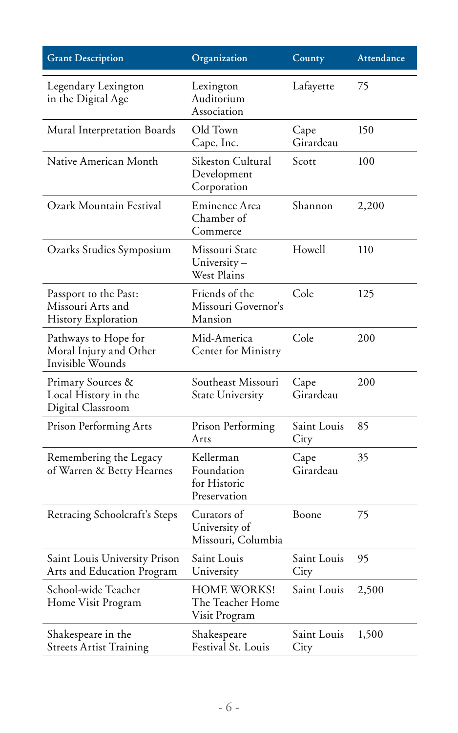| Grant Description | Organization | County | Attendance |
|---|---|---|---|
| Legendary Lexington in the Digital Age | Lexington Auditorium Association | Lafayette | 75 |
| Mural Interpretation Boards | Old Town Cape, Inc. | Cape Girardeau | 150 |
| Native American Month | Sikeston Cultural Development Corporation | Scott | 100 |
| Ozark Mountain Festival | Eminence Area Chamber of Commerce | Shannon | 2,200 |
| Ozarks Studies Symposium | Missouri State University – West Plains | Howell | 110 |
| Passport to the Past: Missouri Arts and History Exploration | Friends of the Missouri Governor's Mansion | Cole | 125 |
| Pathways to Hope for Moral Injury and Other Invisible Wounds | Mid-America Center for Ministry | Cole | 200 |
| Primary Sources & Local History in the Digital Classroom | Southeast Missouri State University | Cape Girardeau | 200 |
| Prison Performing Arts | Prison Performing Arts | Saint Louis City | 85 |
| Remembering the Legacy of Warren & Betty Hearnes | Kellerman Foundation for Historic Preservation | Cape Girardeau | 35 |
| Retracing Schoolcraft's Steps | Curators of University of Missouri, Columbia | Boone | 75 |
| Saint Louis University Prison Arts and Education Program | Saint Louis University | Saint Louis City | 95 |
| School-wide Teacher Home Visit Program | HOME WORKS! The Teacher Home Visit Program | Saint Louis | 2,500 |
| Shakespeare in the Streets Artist Training | Shakespeare Festival St. Louis | Saint Louis City | 1,500 |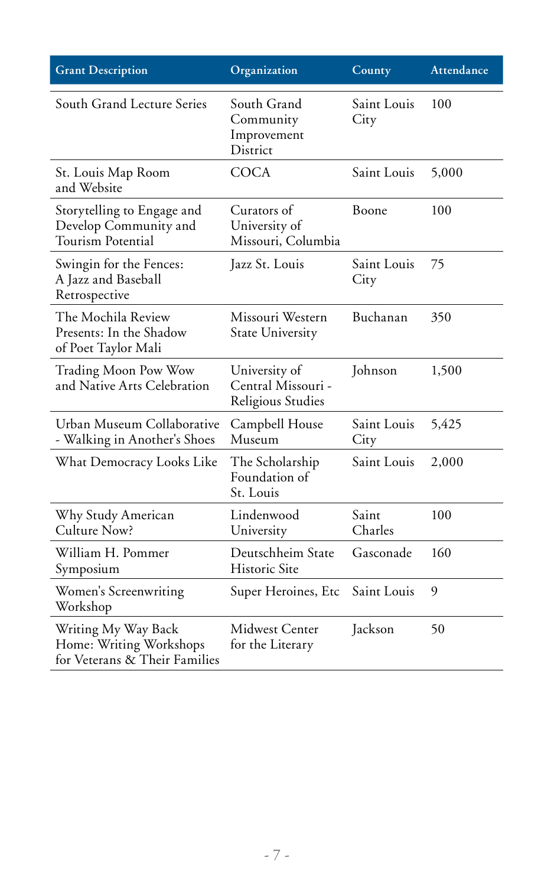| Grant Description | Organization | County | Attendance |
|---|---|---|---|
| South Grand Lecture Series | South Grand Community Improvement District | Saint Louis City | 100 |
| St. Louis Map Room and Website | COCA | Saint Louis | 5,000 |
| Storytelling to Engage and Develop Community and Tourism Potential | Curators of University of Missouri, Columbia | Boone | 100 |
| Swingin for the Fences: A Jazz and Baseball Retrospective | Jazz St. Louis | Saint Louis City | 75 |
| The Mochila Review Presents: In the Shadow of Poet Taylor Mali | Missouri Western State University | Buchanan | 350 |
| Trading Moon Pow Wow and Native Arts Celebration | University of Central Missouri - Religious Studies | Johnson | 1,500 |
| Urban Museum Collaborative - Walking in Another's Shoes | Campbell House Museum | Saint Louis City | 5,425 |
| What Democracy Looks Like | The Scholarship Foundation of St. Louis | Saint Louis | 2,000 |
| Why Study American Culture Now? | Lindenwood University | Saint Charles | 100 |
| William H. Pommer Symposium | Deutschheim State Historic Site | Gasconade | 160 |
| Women's Screenwriting Workshop | Super Heroines, Etc | Saint Louis | 9 |
| Writing My Way Back Home: Writing Workshops for Veterans & Their Families | Midwest Center for the Literary | Jackson | 50 |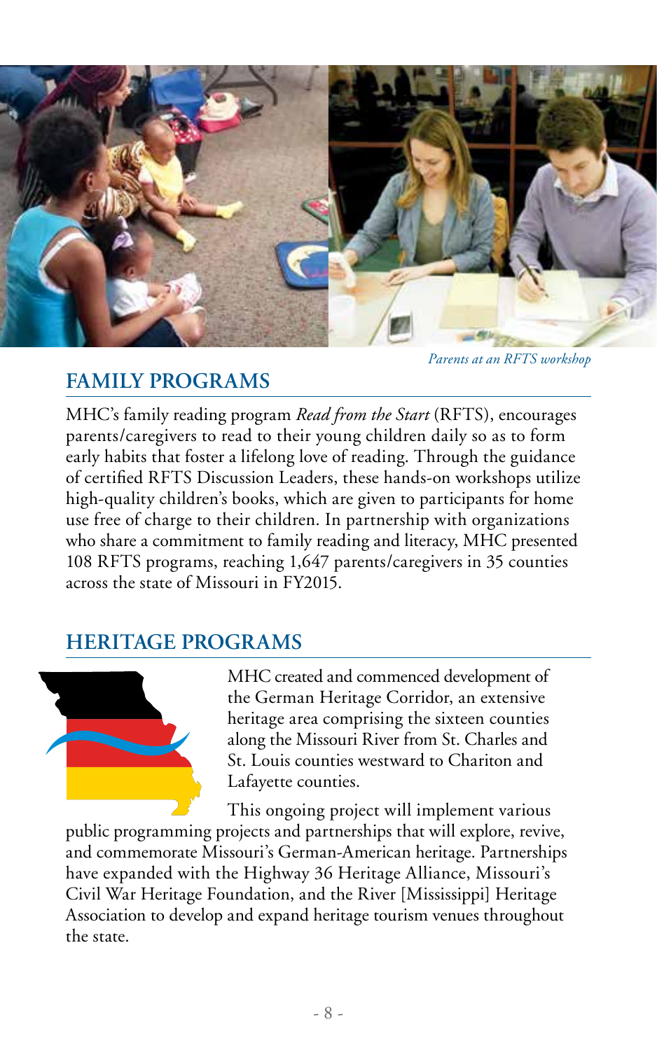*Parents at an RFTS workshop*

## FAMILY PROGRAMS

MHC's family reading program *Read from the Start* (RFTS), encourages parents/caregivers to read to their young children daily so as to form early habits that foster a lifelong love of reading. Through the guidance of certified RFTS Discussion Leaders, these hands-on workshops utilize high-quality children's books, which are given to participants for home use free of charge to their children. In partnership with organizations who share a commitment to family reading and literacy, MHC presented 108 RFTS programs, reaching 1,647 parents/caregivers in 35 counties across the state of Missouri in FY2015.

## HERITAGE PROGRAMS

MHC created and commenced development of the German Heritage Corridor, an extensive heritage area comprising the sixteen counties along the Missouri River from St. Charles and St. Louis counties westward to Chariton and Lafayette counties.

This ongoing project will implement various public programming projects and partnerships that will explore, revive, and commemorate Missouri's German-American heritage. Partnerships have expanded with the Highway 36 Heritage Alliance, Missouri's Civil War Heritage Foundation, and the River [Mississippi] Heritage Association to develop and expand heritage tourism venues throughout the state.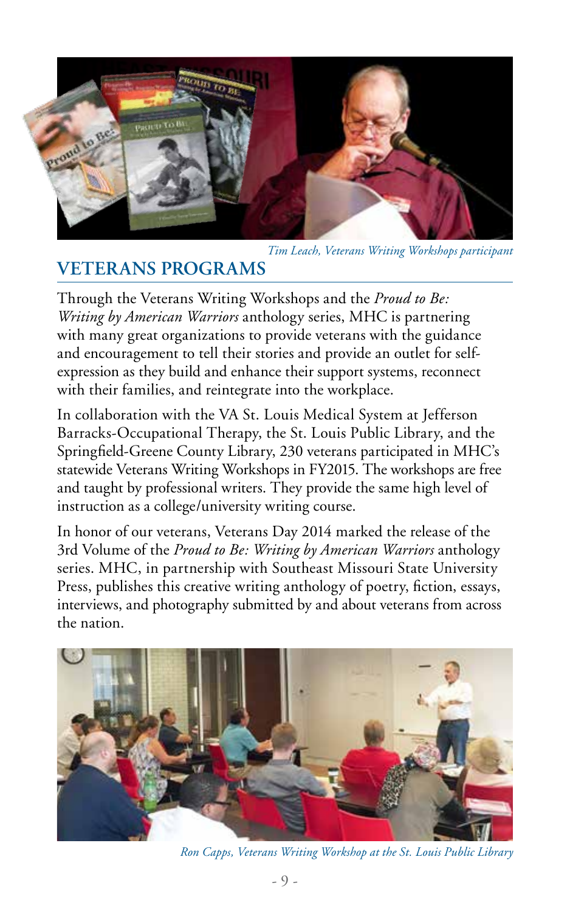*Tim Leach, Veterans Writing Workshops participant*

## VETERANS PROGRAMS

Through the Veterans Writing Workshops and the *Proud to Be: Writing by American Warriors* anthology series, MHC is partnering with many great organizations to provide veterans with the guidance and encouragement to tell their stories and provide an outlet for self-expression as they build and enhance their support systems, reconnect with their families, and reintegrate into the workplace.

In collaboration with the VA St. Louis Medical System at Jefferson Barracks-Occupational Therapy, the St. Louis Public Library, and the Springfield-Greene County Library, 230 veterans participated in MHC's statewide Veterans Writing Workshops in FY2015. The workshops are free and taught by professional writers. They provide the same high level of instruction as a college/university writing course.

In honor of our veterans, Veterans Day 2014 marked the release of the 3rd Volume of the *Proud to Be: Writing by American Warriors* anthology series. MHC, in partnership with Southeast Missouri State University Press, publishes this creative writing anthology of poetry, fiction, essays, interviews, and photography submitted by and about veterans from across the nation.

*Ron Capps, Veterans Writing Workshop at the St. Louis Public Library*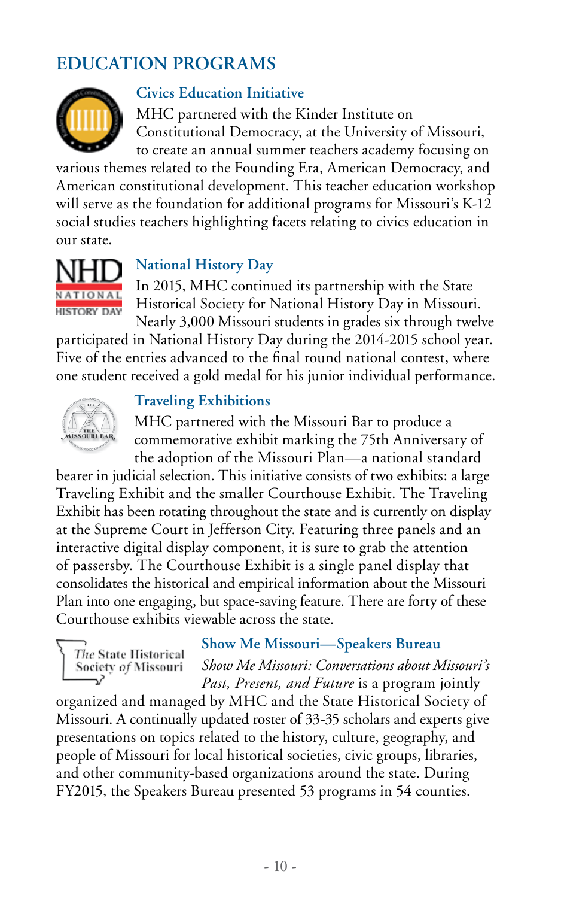# EDUCATION PROGRAMS

## Civics Education Initiative

MHC partnered with the Kinder Institute on Constitutional Democracy, at the University of Missouri, to create an annual summer teachers academy focusing on various themes related to the Founding Era, American Democracy, and American constitutional development. This teacher education workshop will serve as the foundation for additional programs for Missouri's K-12 social studies teachers highlighting facets relating to civics education in our state.

## National History Day

In 2015, MHC continued its partnership with the State Historical Society for National History Day in Missouri. Nearly 3,000 Missouri students in grades six through twelve participated in National History Day during the 2014-2015 school year. Five of the entries advanced to the final round national contest, where one student received a gold medal for his junior individual performance.

## Traveling Exhibitions

MHC partnered with the Missouri Bar to produce a commemorative exhibit marking the 75th Anniversary of the adoption of the Missouri Plan—a national standard bearer in judicial selection. This initiative consists of two exhibits: a large Traveling Exhibit and the smaller Courthouse Exhibit. The Traveling Exhibit has been rotating throughout the state and is currently on display at the Supreme Court in Jefferson City. Featuring three panels and an interactive digital display component, it is sure to grab the attention of passersby. The Courthouse Exhibit is a single panel display that consolidates the historical and empirical information about the Missouri Plan into one engaging, but space-saving feature. There are forty of these Courthouse exhibits viewable across the state.

## Show Me Missouri—Speakers Bureau

*Show Me Missouri: Conversations about Missouri's Past, Present, and Future* is a program jointly organized and managed by MHC and the State Historical Society of Missouri. A continually updated roster of 33-35 scholars and experts give presentations on topics related to the history, culture, geography, and people of Missouri for local historical societies, civic groups, libraries, and other community-based organizations around the state. During FY2015, the Speakers Bureau presented 53 programs in 54 counties.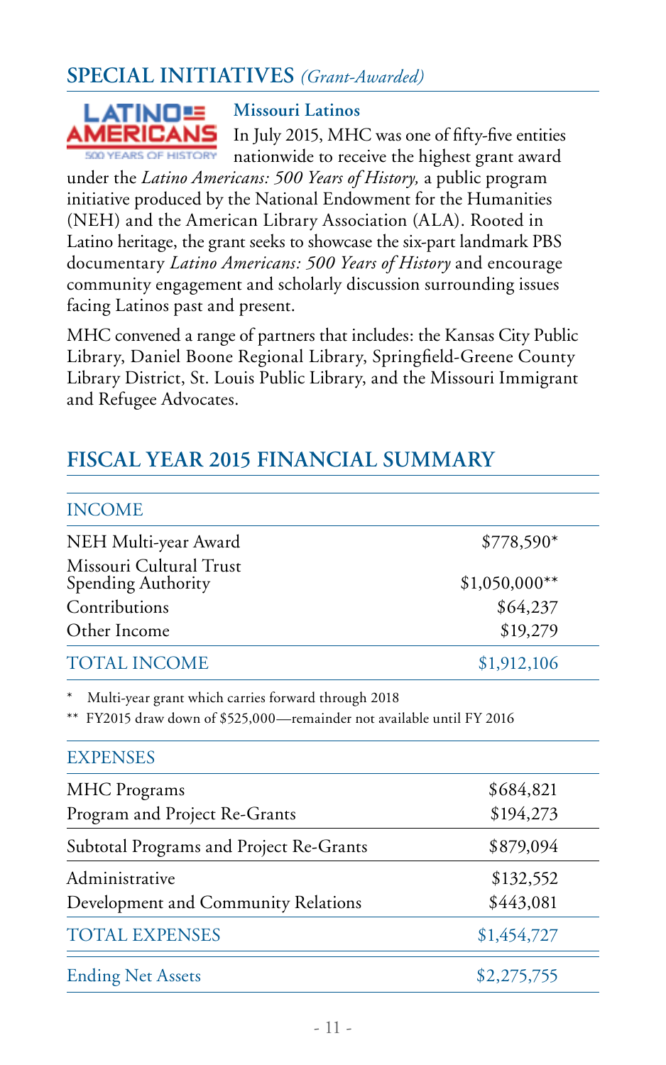## SPECIAL INITIATIVES *(Grant-Awarded)*

### Missouri Latinos

In July 2015, MHC was one of fifty-five entities nationwide to receive the highest grant award under the *Latino Americans: 500 Years of History,* a public program initiative produced by the National Endowment for the Humanities (NEH) and the American Library Association (ALA). Rooted in Latino heritage, the grant seeks to showcase the six-part landmark PBS documentary *Latino Americans: 500 Years of History* and encourage community engagement and scholarly discussion surrounding issues facing Latinos past and present.

MHC convened a range of partners that includes: the Kansas City Public Library, Daniel Boone Regional Library, Springfield-Greene County Library District, St. Louis Public Library, and the Missouri Immigrant and Refugee Advocates.

## FISCAL YEAR 2015 FINANCIAL SUMMARY

| INCOME | |
|---|---|
| NEH Multi-year Award | $778,590* |
| Missouri Cultural Trust Spending Authority | $1,050,000** |
| Contributions | $64,237 |
| Other Income | $19,279 |
| TOTAL INCOME | $1,912,106 |

\* Multi-year grant which carries forward through 2018

\*\* FY2015 draw down of $525,000—remainder not available until FY 2016

| EXPENSES | |
|---|---|
| MHC Programs | $684,821 |
| Program and Project Re-Grants | $194,273 |
| Subtotal Programs and Project Re-Grants | $879,094 |
| Administrative | $132,552 |
| Development and Community Relations | $443,081 |
| TOTAL EXPENSES | $1,454,727 |
| Ending Net Assets | $2,275,755 |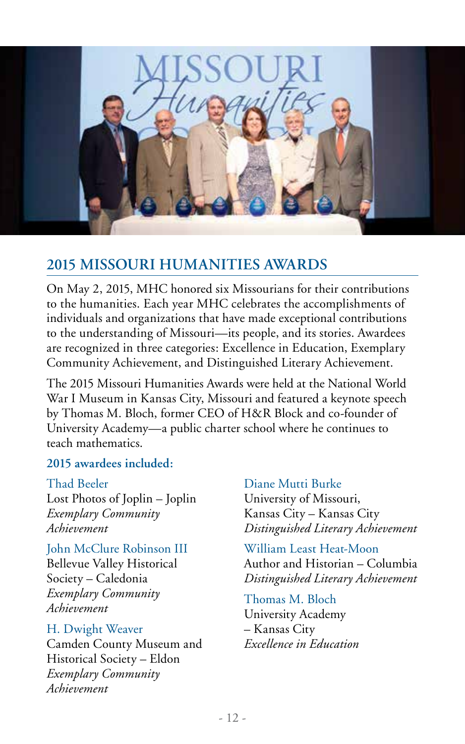## 2015 MISSOURI HUMANITIES AWARDS

On May 2, 2015, MHC honored six Missourians for their contributions to the humanities. Each year MHC celebrates the accomplishments of individuals and organizations that have made exceptional contributions to the understanding of Missouri—its people, and its stories. Awardees are recognized in three categories: Excellence in Education, Exemplary Community Achievement, and Distinguished Literary Achievement.

The 2015 Missouri Humanities Awards were held at the National World War I Museum in Kansas City, Missouri and featured a keynote speech by Thomas M. Bloch, former CEO of H&R Block and co-founder of University Academy—a public charter school where he continues to teach mathematics.

**2015 awardees included:**

Thad Beeler
Lost Photos of Joplin – Joplin
*Exemplary Community Achievement*

John McClure Robinson III
Bellevue Valley Historical Society – Caledonia
*Exemplary Community Achievement*

H. Dwight Weaver
Camden County Museum and Historical Society – Eldon
*Exemplary Community Achievement*

Diane Mutti Burke
University of Missouri, Kansas City – Kansas City
*Distinguished Literary Achievement*

William Least Heat-Moon
Author and Historian – Columbia
*Distinguished Literary Achievement*

Thomas M. Bloch
University Academy – Kansas City
*Excellence in Education*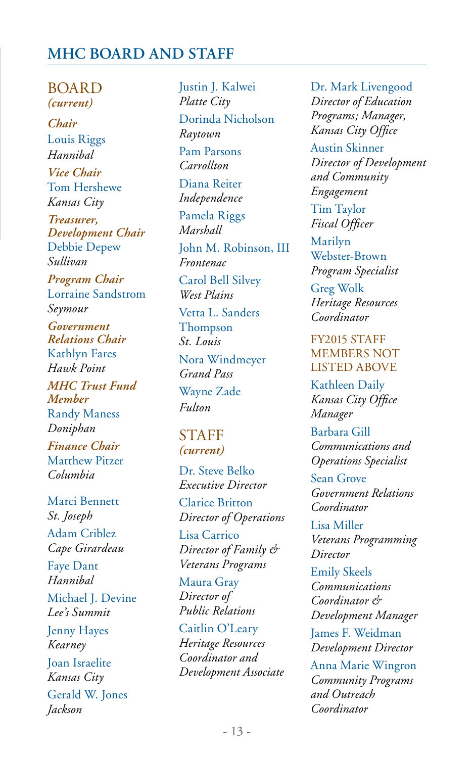# MHC BOARD AND STAFF

## BOARD
*(current)*

***Chair***
Louis Riggs
*Hannibal*

***Vice Chair***
Tom Hershewe
*Kansas City*

***Treasurer, Development Chair***
Debbie Depew
*Sullivan*

***Program Chair***
Lorraine Sandstrom
*Seymour*

***Government Relations Chair***
Kathlyn Fares
*Hawk Point*

***MHC Trust Fund Member***
Randy Maness
*Doniphan*

***Finance Chair***
Matthew Pitzer
*Columbia*

Marci Bennett
*St. Joseph*

Adam Criblez
*Cape Girardeau*

Faye Dant
*Hannibal*

Michael J. Devine
*Lee's Summit*

Jenny Hayes
*Kearney*

Joan Israelite
*Kansas City*

Gerald W. Jones
*Jackson*

Justin J. Kalwei
*Platte City*

Dorinda Nicholson
*Raytown*

Pam Parsons
*Carrollton*

Diana Reiter
*Independence*

Pamela Riggs
*Marshall*

John M. Robinson, III
*Frontenac*

Carol Bell Silvey
*West Plains*

Vetta L. Sanders Thompson
*St. Louis*

Nora Windmeyer
*Grand Pass*

Wayne Zade
*Fulton*

## STAFF
*(current)*

Dr. Steve Belko
*Executive Director*

Clarice Britton
*Director of Operations*

Lisa Carrico
*Director of Family & Veterans Programs*

Maura Gray
*Director of Public Relations*

Caitlin O'Leary
*Heritage Resources Coordinator and Development Associate*

Dr. Mark Livengood
*Director of Education Programs; Manager, Kansas City Office*

Austin Skinner
*Director of Development and Community Engagement*

Tim Taylor
*Fiscal Officer*

Marilyn Webster-Brown
*Program Specialist*

Greg Wolk
*Heritage Resources Coordinator*

## FY2015 STAFF MEMBERS NOT LISTED ABOVE

Kathleen Daily
*Kansas City Office Manager*

Barbara Gill
*Communications and Operations Specialist*

Sean Grove
*Government Relations Coordinator*

Lisa Miller
*Veterans Programming Director*

Emily Skeels
*Communications Coordinator & Development Manager*

James F. Weidman
*Development Director*

Anna Marie Wingron
*Community Programs and Outreach Coordinator*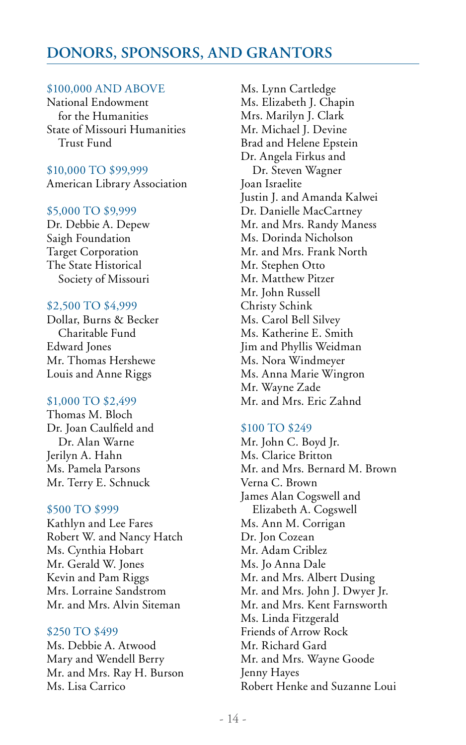# DONORS, SPONSORS, AND GRANTORS

### $100,000 AND ABOVE

National Endowment for the Humanities
State of Missouri Humanities Trust Fund

### $10,000 TO $99,999

American Library Association

### $5,000 TO $9,999

Dr. Debbie A. Depew
Saigh Foundation
Target Corporation
The State Historical Society of Missouri

### $2,500 TO $4,999

Dollar, Burns & Becker Charitable Fund
Edward Jones
Mr. Thomas Hershewe
Louis and Anne Riggs

### $1,000 TO $2,499

Thomas M. Bloch
Dr. Joan Caulfield and Dr. Alan Warne
Jerilyn A. Hahn
Ms. Pamela Parsons
Mr. Terry E. Schnuck

### $500 TO $999

Kathlyn and Lee Fares
Robert W. and Nancy Hatch
Ms. Cynthia Hobart
Mr. Gerald W. Jones
Kevin and Pam Riggs
Mrs. Lorraine Sandstrom
Mr. and Mrs. Alvin Siteman

### $250 TO $499

Ms. Debbie A. Atwood
Mary and Wendell Berry
Mr. and Mrs. Ray H. Burson
Ms. Lisa Carrico
Ms. Lynn Cartledge
Ms. Elizabeth J. Chapin
Mrs. Marilyn J. Clark
Mr. Michael J. Devine
Brad and Helene Epstein
Dr. Angela Firkus and Dr. Steven Wagner
Joan Israelite
Justin J. and Amanda Kalwei
Dr. Danielle MacCartney
Mr. and Mrs. Randy Maness
Ms. Dorinda Nicholson
Mr. and Mrs. Frank North
Mr. Stephen Otto
Mr. Matthew Pitzer
Mr. John Russell
Christy Schink
Ms. Carol Bell Silvey
Ms. Katherine E. Smith
Jim and Phyllis Weidman
Ms. Nora Windmeyer
Ms. Anna Marie Wingron
Mr. Wayne Zade
Mr. and Mrs. Eric Zahnd

### $100 TO $249

Mr. John C. Boyd Jr.
Ms. Clarice Britton
Mr. and Mrs. Bernard M. Brown
Verna C. Brown
James Alan Cogswell and Elizabeth A. Cogswell
Ms. Ann M. Corrigan
Dr. Jon Cozean
Mr. Adam Criblez
Ms. Jo Anna Dale
Mr. and Mrs. Albert Dusing
Mr. and Mrs. John J. Dwyer Jr.
Mr. and Mrs. Kent Farnsworth
Ms. Linda Fitzgerald
Friends of Arrow Rock
Mr. Richard Gard
Mr. and Mrs. Wayne Goode
Jenny Hayes
Robert Henke and Suzanne Loui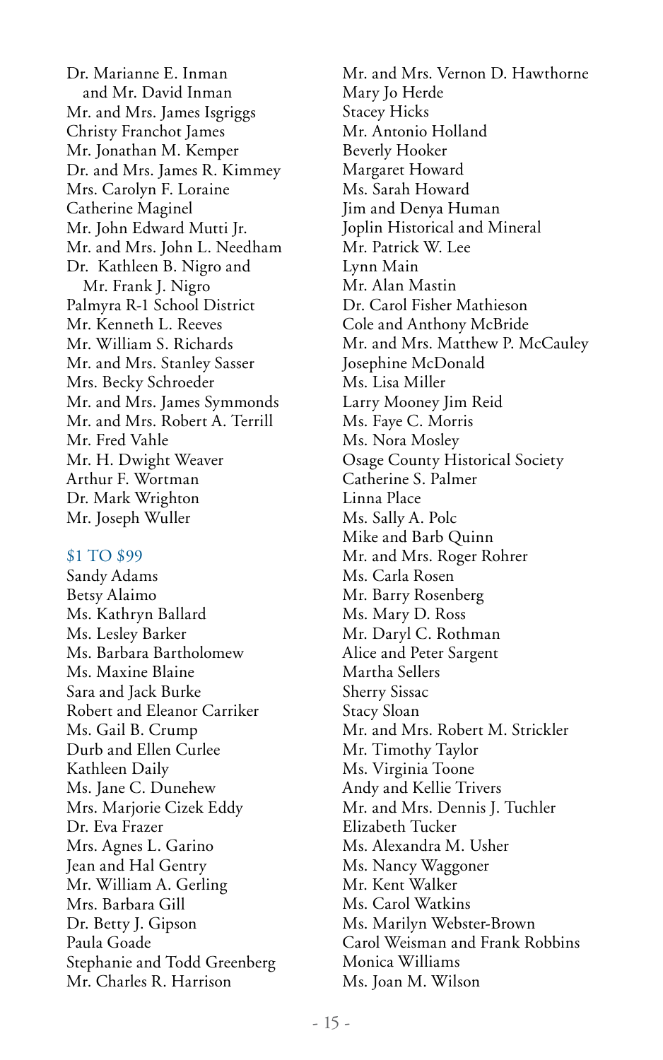Dr. Marianne E. Inman
and Mr. David Inman
Mr. and Mrs. James Isgriggs
Christy Franchot James
Mr. Jonathan M. Kemper
Dr. and Mrs. James R. Kimmey
Mrs. Carolyn F. Loraine
Catherine Maginel
Mr. John Edward Mutti Jr.
Mr. and Mrs. John L. Needham
Dr. Kathleen B. Nigro and
Mr. Frank J. Nigro
Palmyra R-1 School District
Mr. Kenneth L. Reeves
Mr. William S. Richards
Mr. and Mrs. Stanley Sasser
Mrs. Becky Schroeder
Mr. and Mrs. James Symmonds
Mr. and Mrs. Robert A. Terrill
Mr. Fred Vahle
Mr. H. Dwight Weaver
Arthur F. Wortman
Dr. Mark Wrighton
Mr. Joseph Wuller

### $1 TO $99

Sandy Adams
Betsy Alaimo
Ms. Kathryn Ballard
Ms. Lesley Barker
Ms. Barbara Bartholomew
Ms. Maxine Blaine
Sara and Jack Burke
Robert and Eleanor Carriker
Ms. Gail B. Crump
Durb and Ellen Curlee
Kathleen Daily
Ms. Jane C. Dunehew
Mrs. Marjorie Cizek Eddy
Dr. Eva Frazer
Mrs. Agnes L. Garino
Jean and Hal Gentry
Mr. William A. Gerling
Mrs. Barbara Gill
Dr. Betty J. Gipson
Paula Goade
Stephanie and Todd Greenberg
Mr. Charles R. Harrison
Mr. and Mrs. Vernon D. Hawthorne
Mary Jo Herde
Stacey Hicks
Mr. Antonio Holland
Beverly Hooker
Margaret Howard
Ms. Sarah Howard
Jim and Denya Human
Joplin Historical and Mineral
Mr. Patrick W. Lee
Lynn Main
Mr. Alan Mastin
Dr. Carol Fisher Mathieson
Cole and Anthony McBride
Mr. and Mrs. Matthew P. McCauley
Josephine McDonald
Ms. Lisa Miller
Larry Mooney Jim Reid
Ms. Faye C. Morris
Ms. Nora Mosley
Osage County Historical Society
Catherine S. Palmer
Linna Place
Ms. Sally A. Polc
Mike and Barb Quinn
Mr. and Mrs. Roger Rohrer
Ms. Carla Rosen
Mr. Barry Rosenberg
Ms. Mary D. Ross
Mr. Daryl C. Rothman
Alice and Peter Sargent
Martha Sellers
Sherry Sissac
Stacy Sloan
Mr. and Mrs. Robert M. Strickler
Mr. Timothy Taylor
Ms. Virginia Toone
Andy and Kellie Trivers
Mr. and Mrs. Dennis J. Tuchler
Elizabeth Tucker
Ms. Alexandra M. Usher
Ms. Nancy Waggoner
Mr. Kent Walker
Ms. Carol Watkins
Ms. Marilyn Webster-Brown
Carol Weisman and Frank Robbins
Monica Williams
Ms. Joan M. Wilson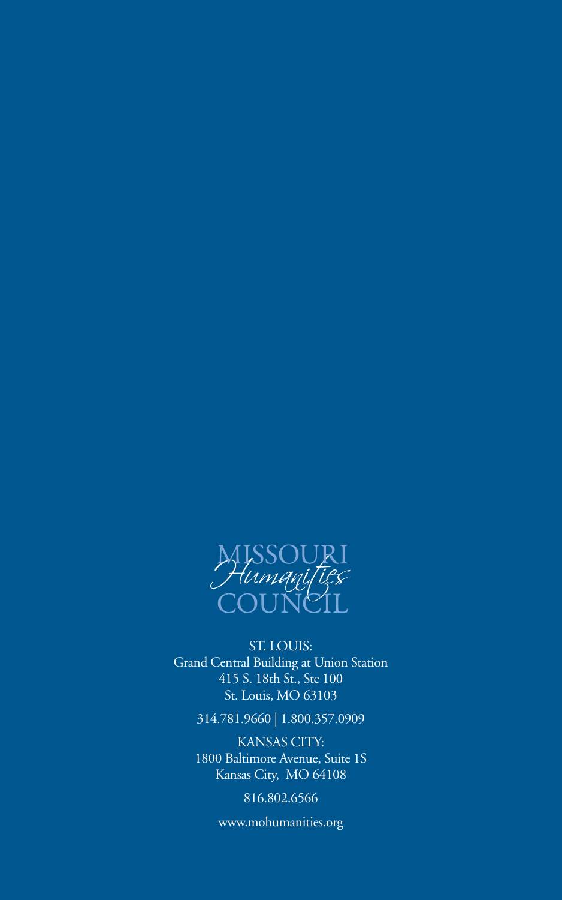MISSOURI
Humanities
COUNCIL

ST. LOUIS:
Grand Central Building at Union Station
415 S. 18th St., Ste 100
St. Louis, MO 63103

314.781.9660 | 1.800.357.0909

KANSAS CITY:
1800 Baltimore Avenue, Suite 1S
Kansas City, MO 64108

816.802.6566

www.mohumanities.org